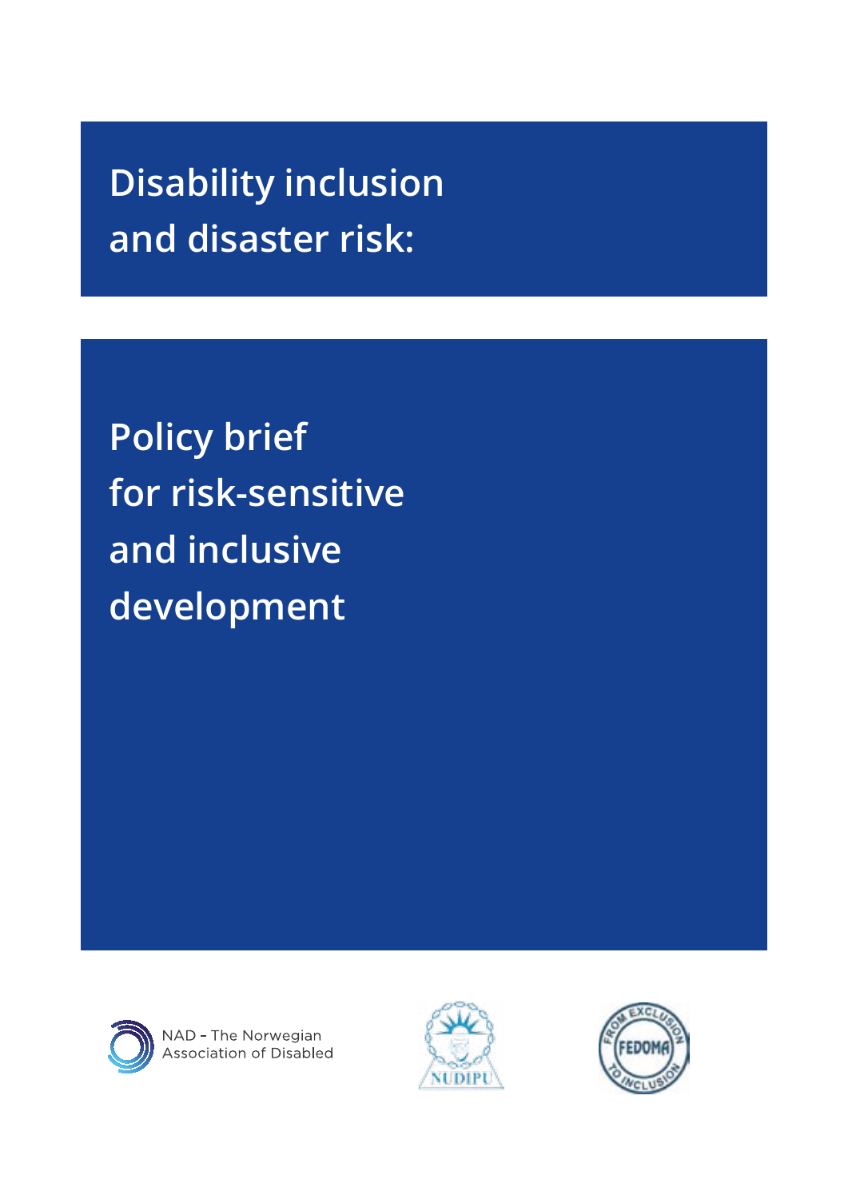# Disability inclusion and disaster risk:

## Policy brief for risk-sensitive and inclusive development

NAD – The Norwegian Association of Disabled

NUDIPU

FEDOMA – FROM EXCLUSION TO INCLUSION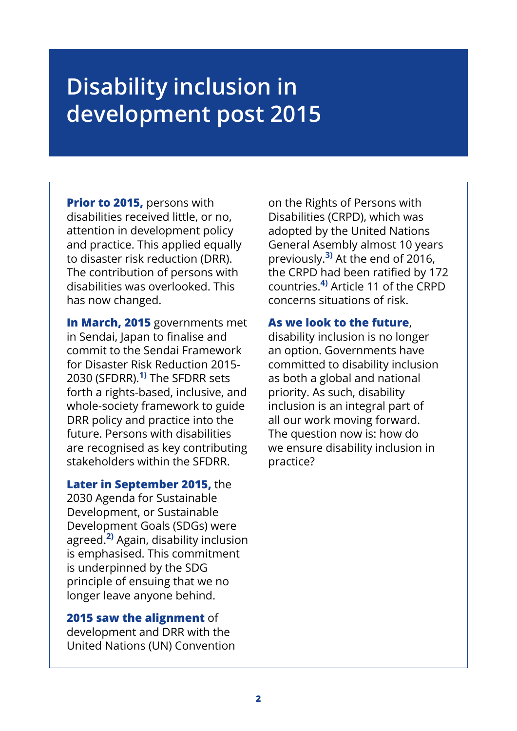# Disability inclusion in development post 2015

**Prior to 2015,** persons with disabilities received little, or no, attention in development policy and practice. This applied equally to disaster risk reduction (DRR). The contribution of persons with disabilities was overlooked. This has now changed.

**In March, 2015** governments met in Sendai, Japan to finalise and commit to the Sendai Framework for Disaster Risk Reduction 2015-2030 (SFDRR).[1)] The SFDRR sets forth a rights-based, inclusive, and whole-society framework to guide DRR policy and practice into the future. Persons with disabilities are recognised as key contributing stakeholders within the SFDRR.

**Later in September 2015,** the 2030 Agenda for Sustainable Development, or Sustainable Development Goals (SDGs) were agreed.[2)] Again, disability inclusion is emphasised. This commitment is underpinned by the SDG principle of ensuing that we no longer leave anyone behind.

**2015 saw the alignment** of development and DRR with the United Nations (UN) Convention on the Rights of Persons with Disabilities (CRPD), which was adopted by the United Nations General Assembly almost 10 years previously.[3)] At the end of 2016, the CRPD had been ratified by 172 countries.[4)] Article 11 of the CRPD concerns situations of risk.

**As we look to the future**, disability inclusion is no longer an option. Governments have committed to disability inclusion as both a global and national priority. As such, disability inclusion is an integral part of all our work moving forward. The question now is: how do we ensure disability inclusion in practice?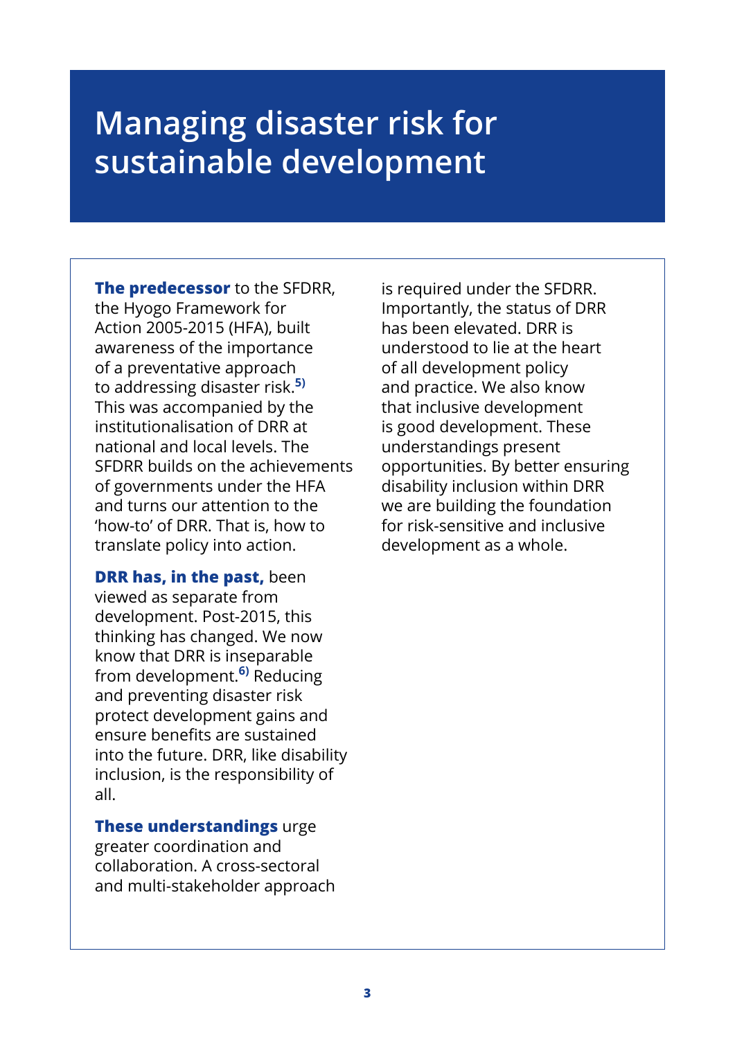# Managing disaster risk for sustainable development

**The predecessor** to the SFDRR, the Hyogo Framework for Action 2005-2015 (HFA), built awareness of the importance of a preventative approach to addressing disaster risk.[5] This was accompanied by the institutionalisation of DRR at national and local levels. The SFDRR builds on the achievements of governments under the HFA and turns our attention to the 'how-to' of DRR. That is, how to translate policy into action.

**DRR has, in the past,** been viewed as separate from development. Post-2015, this thinking has changed. We now know that DRR is inseparable from development.[6] Reducing and preventing disaster risk protect development gains and ensure benefits are sustained into the future. DRR, like disability inclusion, is the responsibility of all.

**These understandings** urge greater coordination and collaboration. A cross-sectoral and multi-stakeholder approach is required under the SFDRR. Importantly, the status of DRR has been elevated. DRR is understood to lie at the heart of all development policy and practice. We also know that inclusive development is good development. These understandings present opportunities. By better ensuring disability inclusion within DRR we are building the foundation for risk-sensitive and inclusive development as a whole.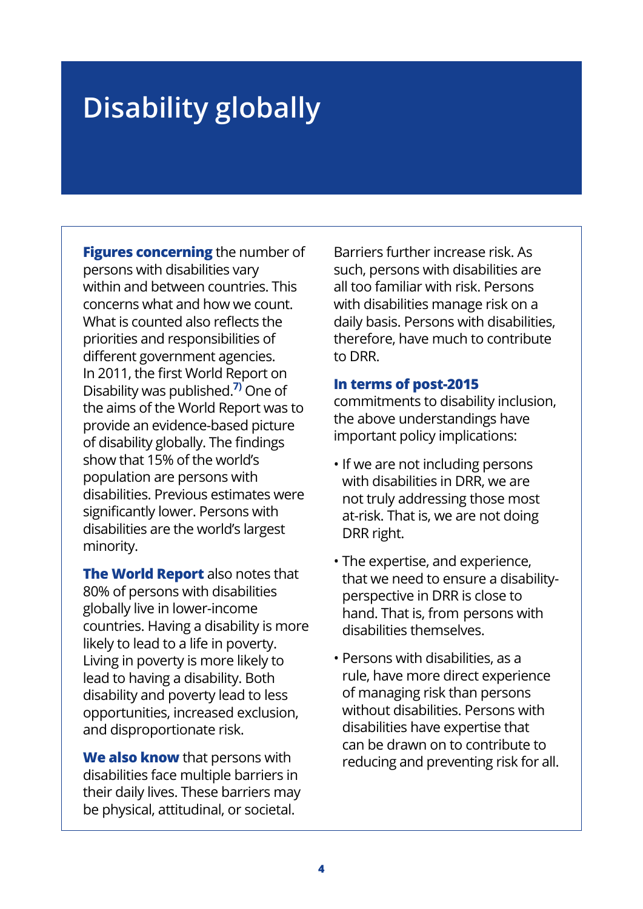# Disability globally

**Figures concerning** the number of persons with disabilities vary within and between countries. This concerns what and how we count. What is counted also reflects the priorities and responsibilities of different government agencies. In 2011, the first World Report on Disability was published.[7)] One of the aims of the World Report was to provide an evidence-based picture of disability globally. The findings show that 15% of the world's population are persons with disabilities. Previous estimates were significantly lower. Persons with disabilities are the world's largest minority.

**The World Report** also notes that 80% of persons with disabilities globally live in lower-income countries. Having a disability is more likely to lead to a life in poverty. Living in poverty is more likely to lead to having a disability. Both disability and poverty lead to less opportunities, increased exclusion, and disproportionate risk.

**We also know** that persons with disabilities face multiple barriers in their daily lives. These barriers may be physical, attitudinal, or societal. Barriers further increase risk. As such, persons with disabilities are all too familiar with risk. Persons with disabilities manage risk on a daily basis. Persons with disabilities, therefore, have much to contribute to DRR.

**In terms of post-2015** commitments to disability inclusion, the above understandings have important policy implications:

- If we are not including persons with disabilities in DRR, we are not truly addressing those most at-risk. That is, we are not doing DRR right.
- The expertise, and experience, that we need to ensure a disability-perspective in DRR is close to hand. That is, from persons with disabilities themselves.
- Persons with disabilities, as a rule, have more direct experience of managing risk than persons without disabilities. Persons with disabilities have expertise that can be drawn on to contribute to reducing and preventing risk for all.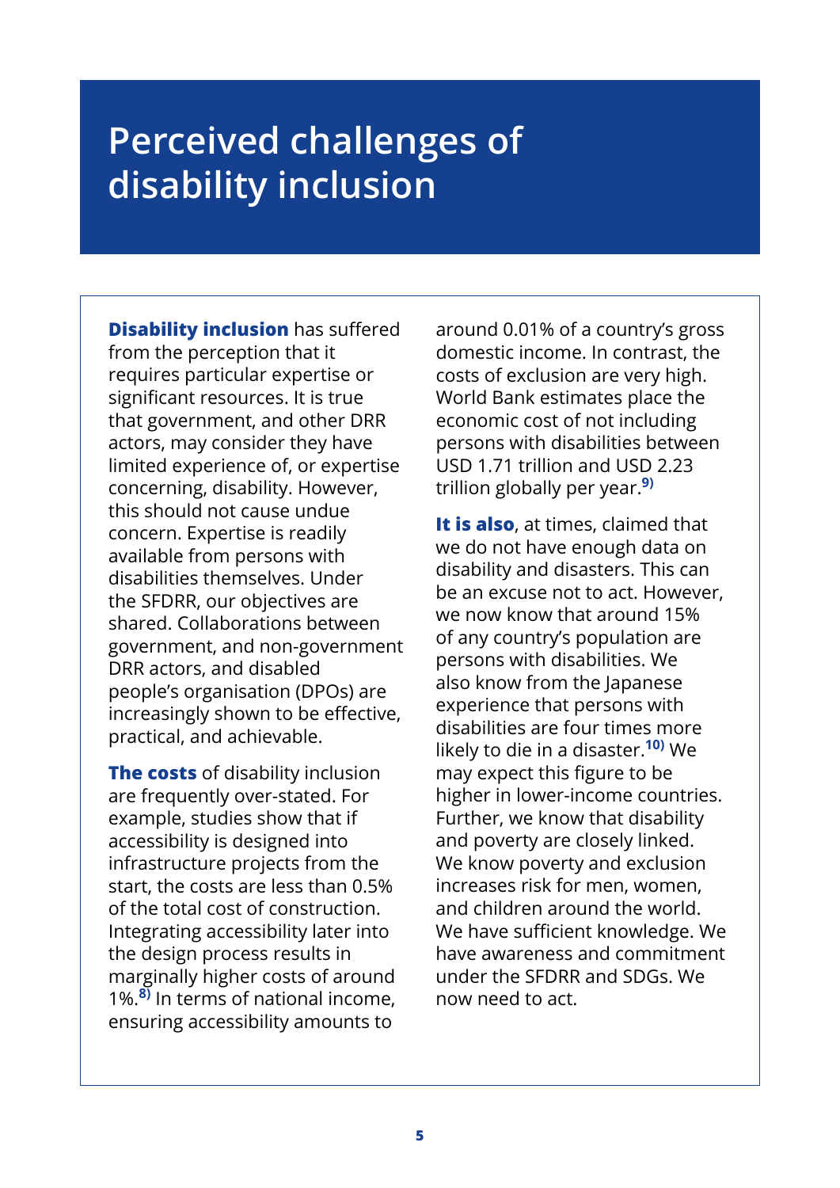# Perceived challenges of disability inclusion

**Disability inclusion** has suffered from the perception that it requires particular expertise or significant resources. It is true that government, and other DRR actors, may consider they have limited experience of, or expertise concerning, disability. However, this should not cause undue concern. Expertise is readily available from persons with disabilities themselves. Under the SFDRR, our objectives are shared. Collaborations between government, and non-government DRR actors, and disabled people's organisation (DPOs) are increasingly shown to be effective, practical, and achievable.

**The costs** of disability inclusion are frequently over-stated. For example, studies show that if accessibility is designed into infrastructure projects from the start, the costs are less than 0.5% of the total cost of construction. Integrating accessibility later into the design process results in marginally higher costs of around 1%.[8] In terms of national income, ensuring accessibility amounts to around 0.01% of a country's gross domestic income. In contrast, the costs of exclusion are very high. World Bank estimates place the economic cost of not including persons with disabilities between USD 1.71 trillion and USD 2.23 trillion globally per year.[9]

**It is also**, at times, claimed that we do not have enough data on disability and disasters. This can be an excuse not to act. However, we now know that around 15% of any country's population are persons with disabilities. We also know from the Japanese experience that persons with disabilities are four times more likely to die in a disaster.[10] We may expect this figure to be higher in lower-income countries. Further, we know that disability and poverty are closely linked. We know poverty and exclusion increases risk for men, women, and children around the world. We have sufficient knowledge. We have awareness and commitment under the SFDRR and SDGs. We now need to act.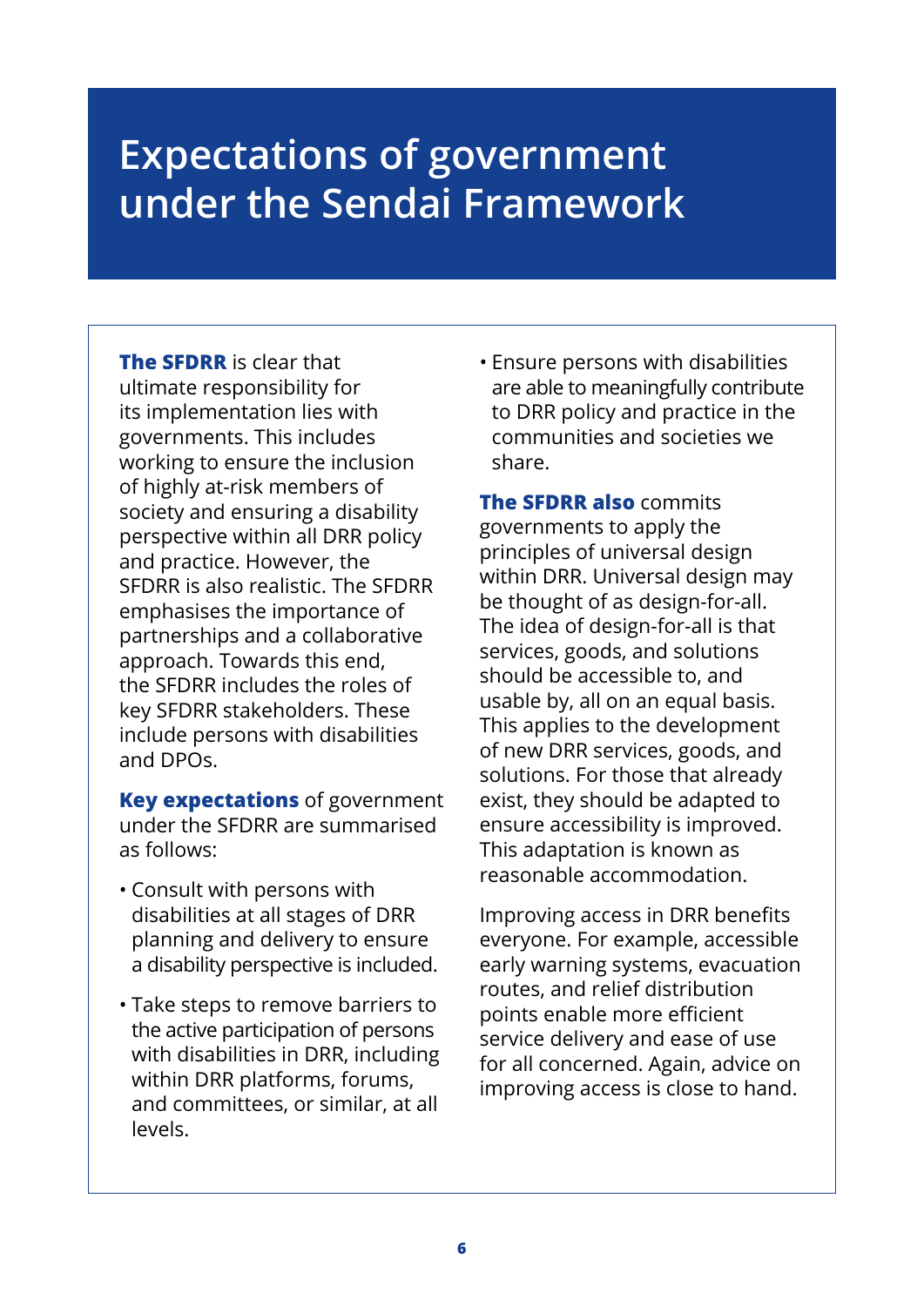# Expectations of government under the Sendai Framework

**The SFDRR** is clear that ultimate responsibility for its implementation lies with governments. This includes working to ensure the inclusion of highly at-risk members of society and ensuring a disability perspective within all DRR policy and practice. However, the SFDRR is also realistic. The SFDRR emphasises the importance of partnerships and a collaborative approach. Towards this end, the SFDRR includes the roles of key SFDRR stakeholders. These include persons with disabilities and DPOs.

**Key expectations** of government under the SFDRR are summarised as follows:

- Consult with persons with disabilities at all stages of DRR planning and delivery to ensure a disability perspective is included.
- Take steps to remove barriers to the active participation of persons with disabilities in DRR, including within DRR platforms, forums, and committees, or similar, at all levels.
- Ensure persons with disabilities are able to meaningfully contribute to DRR policy and practice in the communities and societies we share.

**The SFDRR also** commits governments to apply the principles of universal design within DRR. Universal design may be thought of as design-for-all. The idea of design-for-all is that services, goods, and solutions should be accessible to, and usable by, all on an equal basis. This applies to the development of new DRR services, goods, and solutions. For those that already exist, they should be adapted to ensure accessibility is improved. This adaptation is known as reasonable accommodation.

Improving access in DRR benefits everyone. For example, accessible early warning systems, evacuation routes, and relief distribution points enable more efficient service delivery and ease of use for all concerned. Again, advice on improving access is close to hand.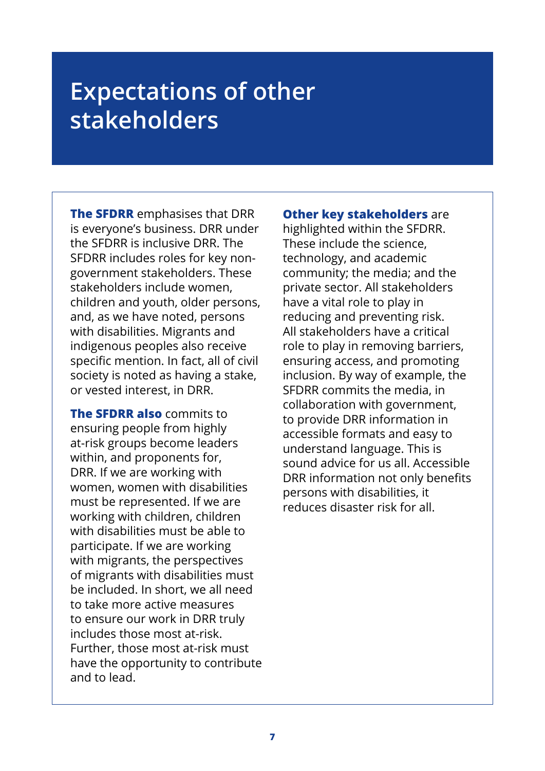# Expectations of other stakeholders

**The SFDRR** emphasises that DRR is everyone's business. DRR under the SFDRR is inclusive DRR. The SFDRR includes roles for key non-government stakeholders. These stakeholders include women, children and youth, older persons, and, as we have noted, persons with disabilities. Migrants and indigenous peoples also receive specific mention. In fact, all of civil society is noted as having a stake, or vested interest, in DRR.

**The SFDRR also** commits to ensuring people from highly at-risk groups become leaders within, and proponents for, DRR. If we are working with women, women with disabilities must be represented. If we are working with children, children with disabilities must be able to participate. If we are working with migrants, the perspectives of migrants with disabilities must be included. In short, we all need to take more active measures to ensure our work in DRR truly includes those most at-risk. Further, those most at-risk must have the opportunity to contribute and to lead.

**Other key stakeholders** are highlighted within the SFDRR. These include the science, technology, and academic community; the media; and the private sector. All stakeholders have a vital role to play in reducing and preventing risk. All stakeholders have a critical role to play in removing barriers, ensuring access, and promoting inclusion. By way of example, the SFDRR commits the media, in collaboration with government, to provide DRR information in accessible formats and easy to understand language. This is sound advice for us all. Accessible DRR information not only benefits persons with disabilities, it reduces disaster risk for all.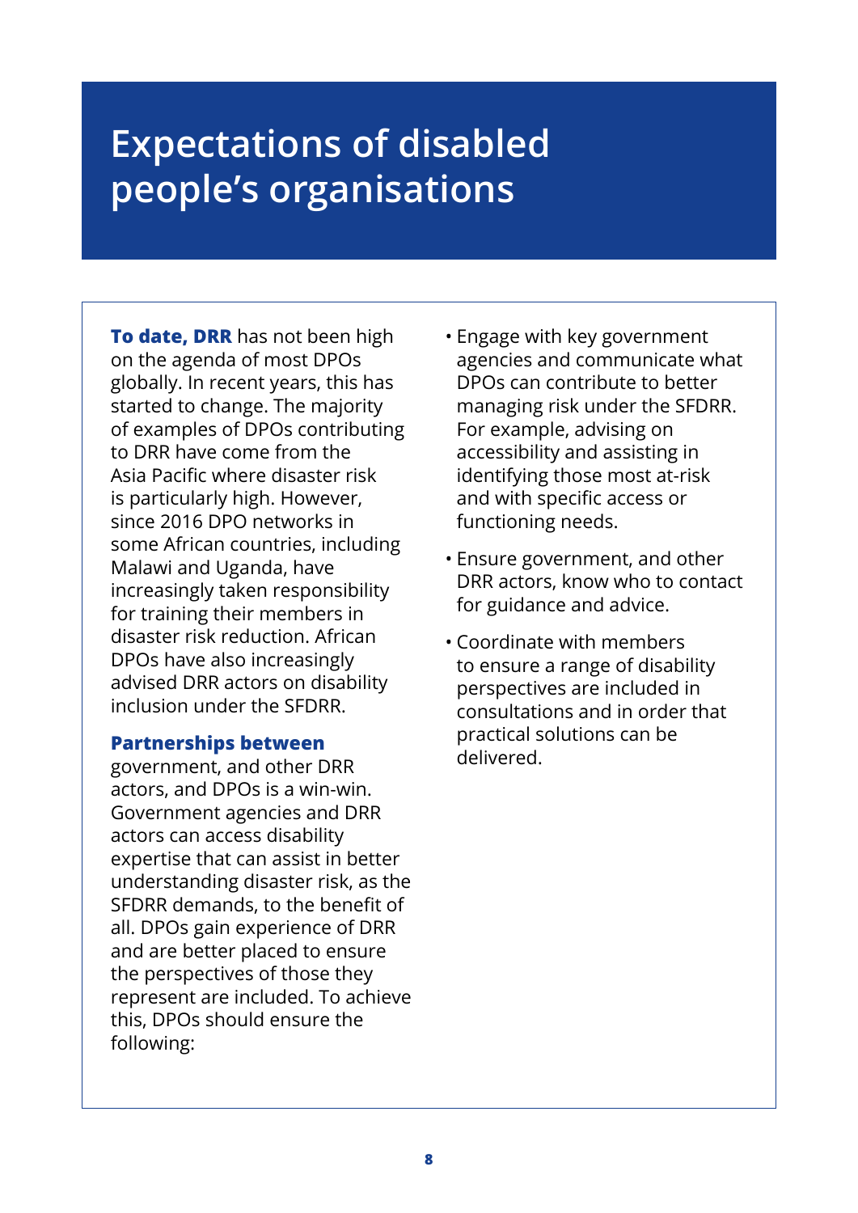# Expectations of disabled people's organisations

**To date, DRR** has not been high on the agenda of most DPOs globally. In recent years, this has started to change. The majority of examples of DPOs contributing to DRR have come from the Asia Pacific where disaster risk is particularly high. However, since 2016 DPO networks in some African countries, including Malawi and Uganda, have increasingly taken responsibility for training their members in disaster risk reduction. African DPOs have also increasingly advised DRR actors on disability inclusion under the SFDRR.

**Partnerships between** government, and other DRR actors, and DPOs is a win-win. Government agencies and DRR actors can access disability expertise that can assist in better understanding disaster risk, as the SFDRR demands, to the benefit of all. DPOs gain experience of DRR and are better placed to ensure the perspectives of those they represent are included. To achieve this, DPOs should ensure the following:

- Engage with key government agencies and communicate what DPOs can contribute to better managing risk under the SFDRR. For example, advising on accessibility and assisting in identifying those most at-risk and with specific access or functioning needs.
- Ensure government, and other DRR actors, know who to contact for guidance and advice.
- Coordinate with members to ensure a range of disability perspectives are included in consultations and in order that practical solutions can be delivered.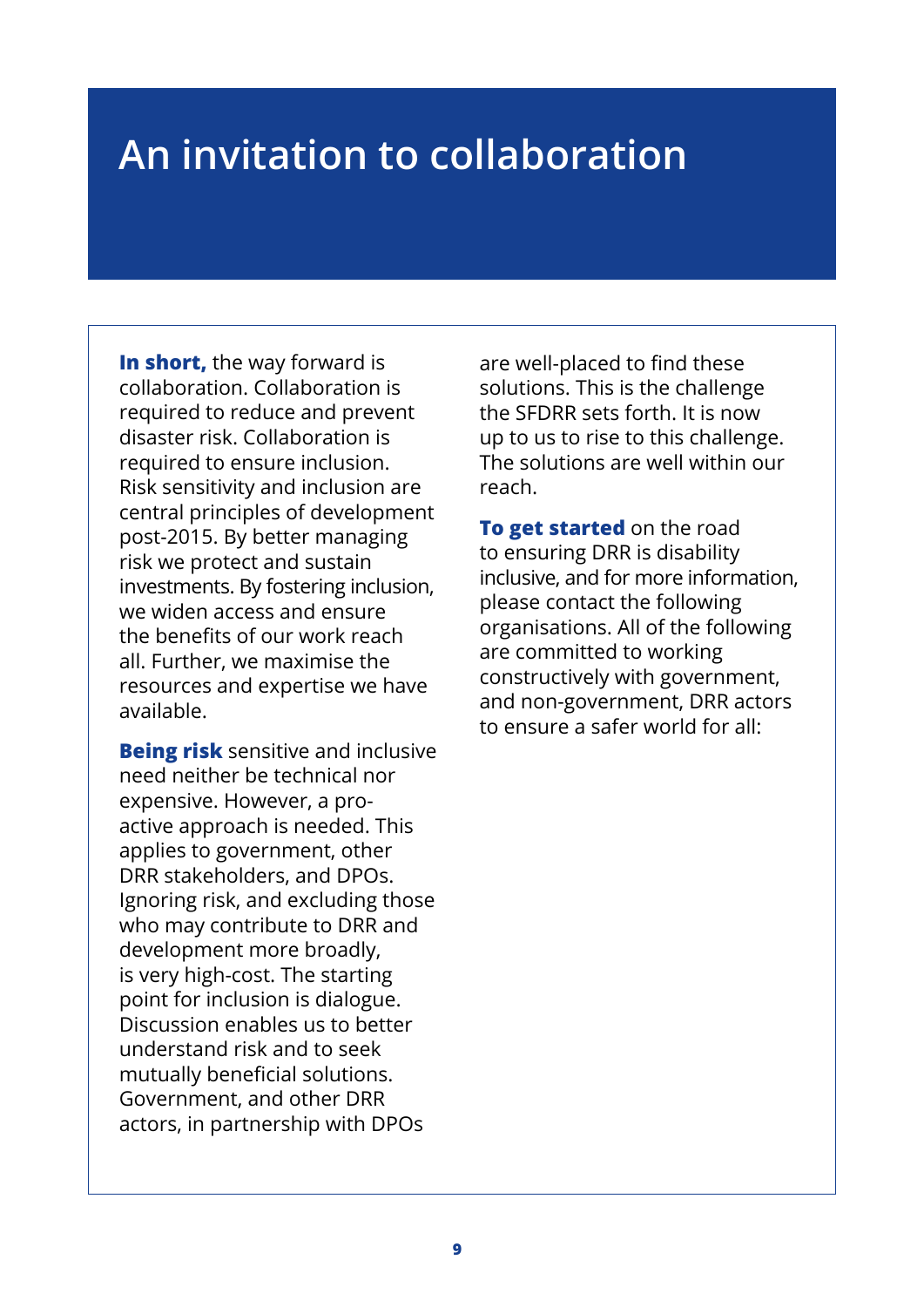# An invitation to collaboration

**In short,** the way forward is collaboration. Collaboration is required to reduce and prevent disaster risk. Collaboration is required to ensure inclusion. Risk sensitivity and inclusion are central principles of development post-2015. By better managing risk we protect and sustain investments. By fostering inclusion, we widen access and ensure the benefits of our work reach all. Further, we maximise the resources and expertise we have available.

**Being risk** sensitive and inclusive need neither be technical nor expensive. However, a pro-active approach is needed. This applies to government, other DRR stakeholders, and DPOs. Ignoring risk, and excluding those who may contribute to DRR and development more broadly, is very high-cost. The starting point for inclusion is dialogue. Discussion enables us to better understand risk and to seek mutually beneficial solutions. Government, and other DRR actors, in partnership with DPOs are well-placed to find these solutions. This is the challenge the SFDRR sets forth. It is now up to us to rise to this challenge. The solutions are well within our reach.

**To get started** on the road to ensuring DRR is disability inclusive, and for more information, please contact the following organisations. All of the following are committed to working constructively with government, and non-government, DRR actors to ensure a safer world for all: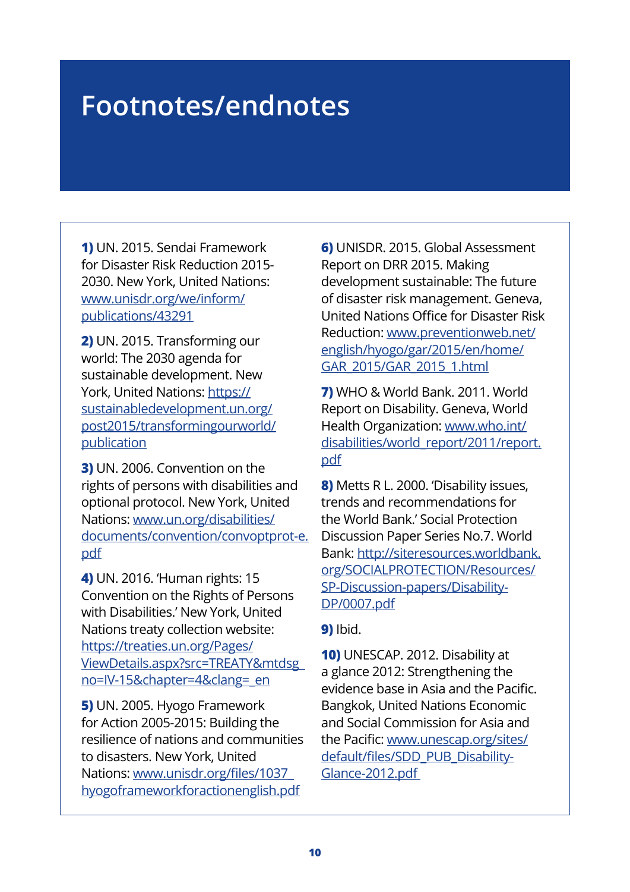# Footnotes/endnotes

**1)** UN. 2015. Sendai Framework for Disaster Risk Reduction 2015-2030. New York, United Nations: www.unisdr.org/we/inform/publications/43291

**2)** UN. 2015. Transforming our world: The 2030 agenda for sustainable development. New York, United Nations: https://sustainabledevelopment.un.org/post2015/transformingourworld/publication

**3)** UN. 2006. Convention on the rights of persons with disabilities and optional protocol. New York, United Nations: www.un.org/disabilities/documents/convention/convoptprot-e.pdf

**4)** UN. 2016. 'Human rights: 15 Convention on the Rights of Persons with Disabilities.' New York, United Nations treaty collection website: https://treaties.un.org/Pages/ViewDetails.aspx?src=TREATY&mtdsg_no=IV-15&chapter=4&clang=_en

**5)** UN. 2005. Hyogo Framework for Action 2005-2015: Building the resilience of nations and communities to disasters. New York, United Nations: www.unisdr.org/files/1037_hyogoframeworkforactionenglish.pdf

**6)** UNISDR. 2015. Global Assessment Report on DRR 2015. Making development sustainable: The future of disaster risk management. Geneva, United Nations Office for Disaster Risk Reduction: www.preventionweb.net/english/hyogo/gar/2015/en/home/GAR_2015/GAR_2015_1.html

**7)** WHO & World Bank. 2011. World Report on Disability. Geneva, World Health Organization: www.who.int/disabilities/world_report/2011/report.pdf

**8)** Metts R L. 2000. 'Disability issues, trends and recommendations for the World Bank.' Social Protection Discussion Paper Series No.7. World Bank: http://siteresources.worldbank.org/SOCIALPROTECTION/Resources/SP-Discussion-papers/Disability-DP/0007.pdf

**9)** Ibid.

**10)** UNESCAP. 2012. Disability at a glance 2012: Strengthening the evidence base in Asia and the Pacific. Bangkok, United Nations Economic and Social Commission for Asia and the Pacific: www.unescap.org/sites/default/files/SDD_PUB_Disability-Glance-2012.pdf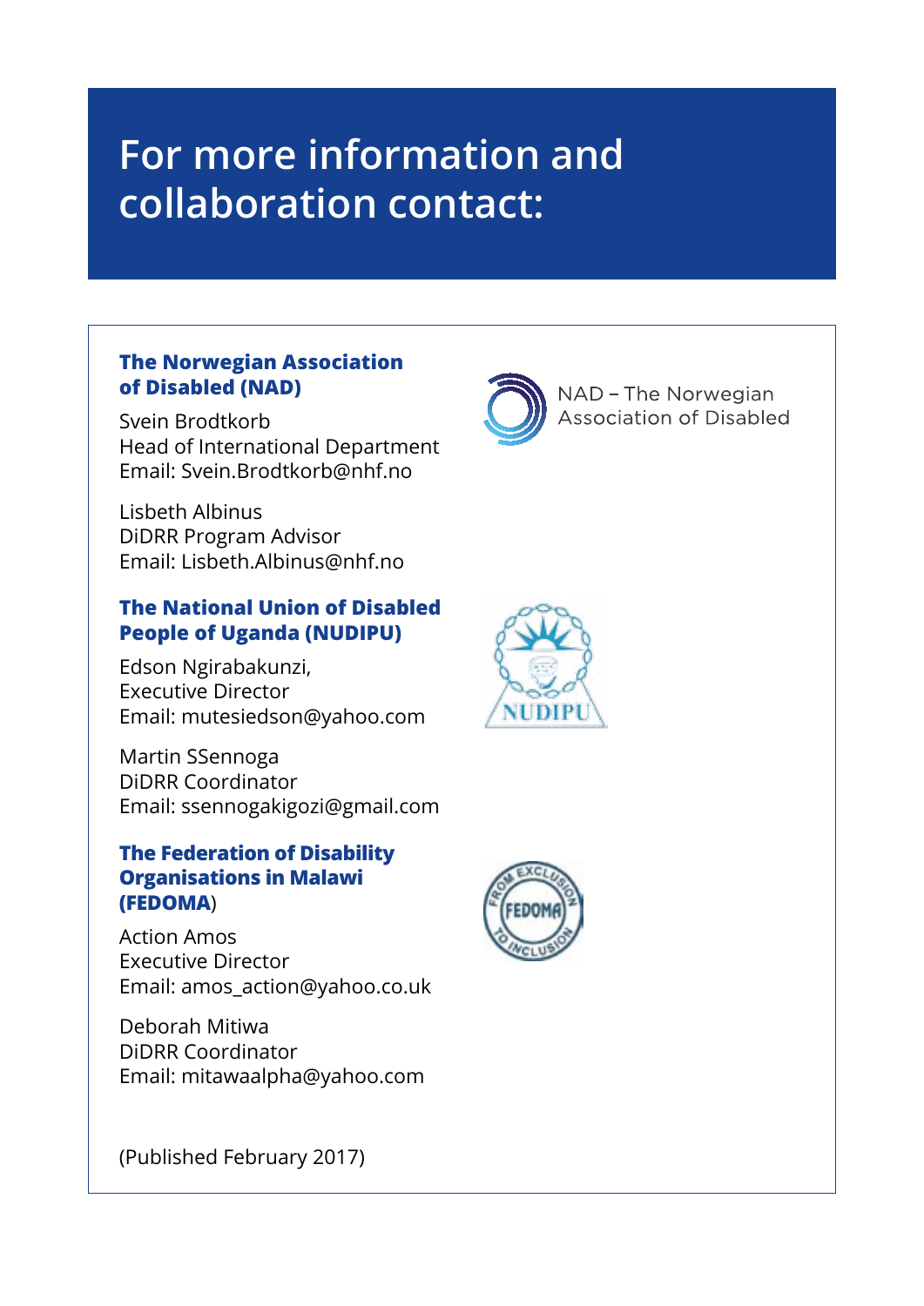# For more information and collaboration contact:

**The Norwegian Association of Disabled (NAD)**

NAD – The Norwegian Association of Disabled

Svein Brodtkorb
Head of International Department
Email: Svein.Brodtkorb@nhf.no

Lisbeth Albinus
DiDRR Program Advisor
Email: Lisbeth.Albinus@nhf.no

**The National Union of Disabled People of Uganda (NUDIPU)**

Edson Ngirabakunzi,
Executive Director
Email: mutesiedson@yahoo.com

Martin SSennoga
DiDRR Coordinator
Email: ssennogakigozi@gmail.com

**The Federation of Disability Organisations in Malawi (FEDOMA)**

Action Amos
Executive Director
Email: amos_action@yahoo.co.uk

Deborah Mitiwa
DiDRR Coordinator
Email: mitawaalpha@yahoo.com

(Published February 2017)